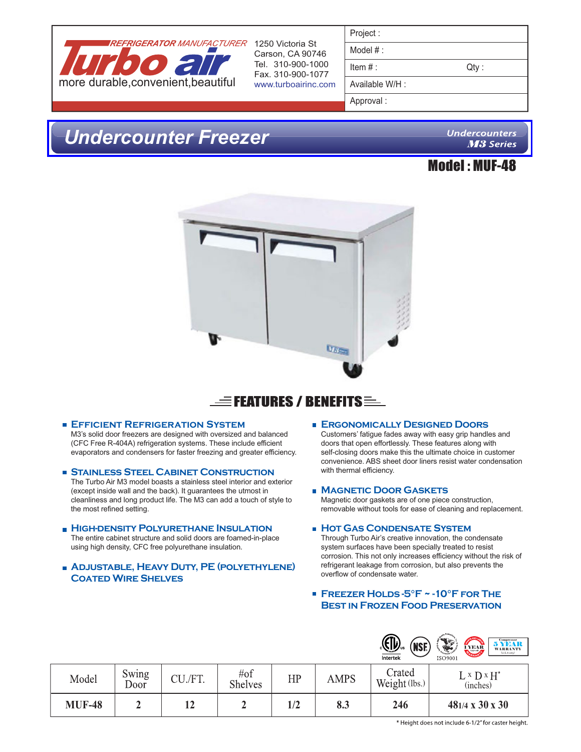Turbo air — REFRIGERATOR MANUFACTURER
more durable,convenient,beautiful

1250 Victoria St
Carson, CA 90746
Tel. 310-900-1000
Fax. 310-900-1077
www.turboairinc.com

| Project : | |
|---|---|
| Model # : | |
| Item # : | Qty : |
| Available W/H : | |
| Approval : | |

# Undercounter Freezer

Undercounters
M3 Series

## Model : MUF-48

## FEATURES / BENEFITS

### Efficient Refrigeration System
M3's solid door freezers are designed with oversized and balanced (CFC Free R-404A) refrigeration systems. These include efficient evaporators and condensers for faster freezing and greater efficiency.

### Stainless Steel Cabinet Construction
The Turbo Air M3 model boasts a stainless steel interior and exterior (except inside wall and the back). It guarantees the utmost in cleanliness and long product life. The M3 can add a touch of style to the most refined setting.

### High-Density Polyurethane Insulation
The entire cabinet structure and solid doors are foamed-in-place using high density, CFC free polyurethane insulation.

### Adjustable, Heavy Duty, PE (Polyethylene) Coated Wire Shelves

### Ergonomically Designed Doors
Customers' fatigue fades away with easy grip handles and doors that open effortlessly. These features along with self-closing doors make this the ultimate choice in customer convenience. ABS sheet door liners resist water condensation with thermal efficiency.

### Magnetic Door Gaskets
Magnetic door gaskets are of one piece construction, removable without tools for ease of cleaning and replacement.

### Hot Gas Condensate System
Through Turbo Air's creative innovation, the condensate system surfaces have been specially treated to resist corrosion. This not only increases efficiency without the risk of refrigerant leakage from corrosion, but also prevents the overflow of condensate water.

### Freezer Holds -5°F ~ -10°F for the Best in Frozen Food Preservation

Intertek · NSF · ISO9001 · 1 YEAR Parts and Labor Warranty · Compressor 5 YEAR WARRANTY (U.S.A only)

| Model | Swing Door | CU./FT. | #of Shelves | HP | AMPS | Crated Weight (lbs.) | L x D x H* (inches) |
|---|---|---|---|---|---|---|---|
| **MUF-48** | **2** | **12** | **2** | **1/2** | **8.3** | **246** | **48 1/4 x 30 x 30** |

* Height does not include 6-1/2" for caster height.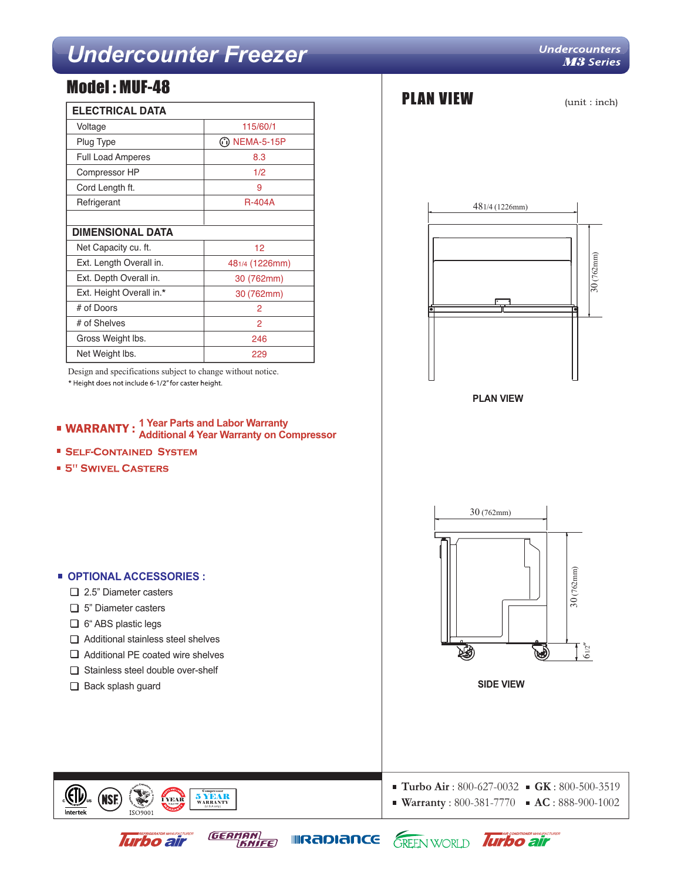# Undercounter Freezer

Undercounters
M3 Series

## Model : MUF-48

| ELECTRICAL DATA | |
|---|---|
| Voltage | 115/60/1 |
| Plug Type | NEMA-5-15P |
| Full Load Amperes | 8.3 |
| Compressor HP | 1/2 |
| Cord Length ft. | 9 |
| Refrigerant | R-404A |
| | |
| **DIMENSIONAL DATA** | |
| Net Capacity cu. ft. | 12 |
| Ext. Length Overall in. | 48 1/4 (1226mm) |
| Ext. Depth Overall in. | 30 (762mm) |
| Ext. Height Overall in.* | 30 (762mm) |
| # of Doors | 2 |
| # of Shelves | 2 |
| Gross Weight lbs. | 246 |
| Net Weight lbs. | 229 |

Design and specifications subject to change without notice.
* Height does not include 6-1/2" for caster height.

- **WARRANTY :** 1 Year Parts and Labor Warranty
  Additional 4 Year Warranty on Compressor
- **SELF-CONTAINED SYSTEM**
- **5" SWIVEL CASTERS**

### OPTIONAL ACCESSORIES :

- ☐ 2.5" Diameter casters
- ☐ 5" Diameter casters
- ☐ 6" ABS plastic legs
- ☐ Additional stainless steel shelves
- ☐ Additional PE coated wire shelves
- ☐ Stainless steel double over-shelf
- ☐ Back splash guard

## PLAN VIEW

(unit : inch)

48 1/4 (1226mm)
30 (762mm)

PLAN VIEW

30 (762mm)
30 (762mm)
6 1/2"

SIDE VIEW

ISO9001

- **Turbo Air** : 800-627-0032
- **GK** : 800-500-3519
- **Warranty** : 800-381-7770
- **AC** : 888-900-1002